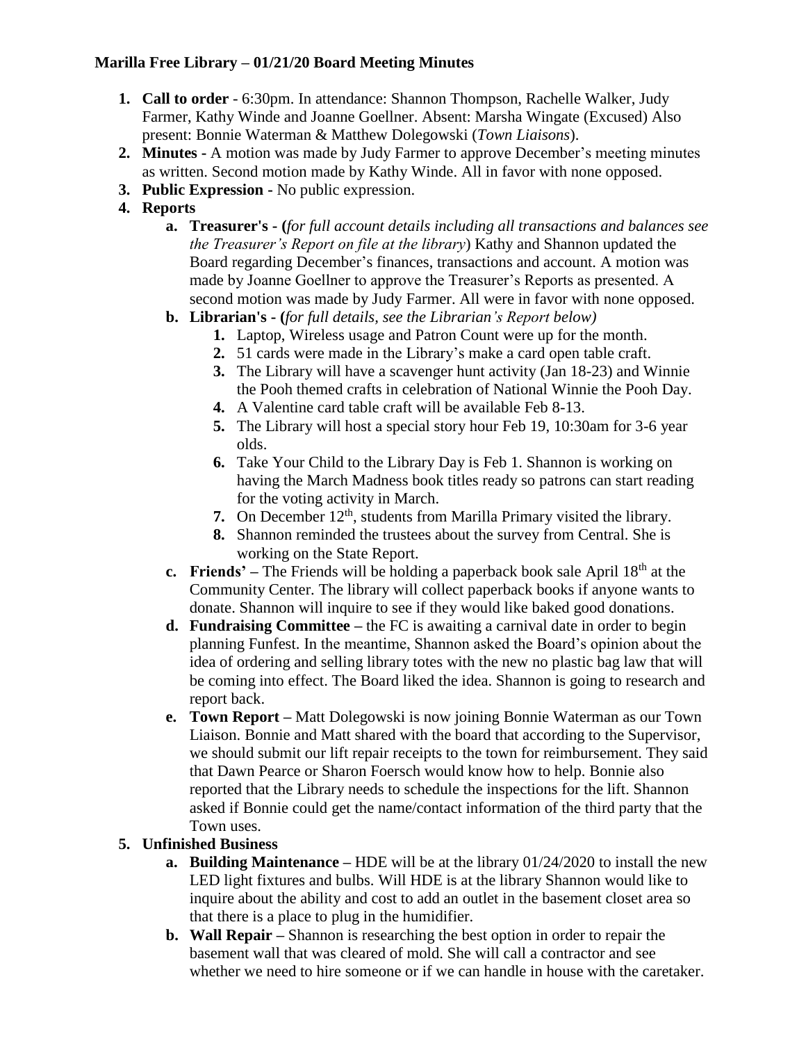## Marilla Free Library – 01/21/20 Board Meeting Minutes

1. **Call to order** - 6:30pm. In attendance: Shannon Thompson, Rachelle Walker, Judy Farmer, Kathy Winde and Joanne Goellner. Absent: Marsha Wingate (Excused) Also present: Bonnie Waterman & Matthew Dolegowski (*Town Liaisons*).
2. **Minutes -** A motion was made by Judy Farmer to approve December's meeting minutes as written. Second motion made by Kathy Winde. All in favor with none opposed.
3. **Public Expression -** No public expression.
4. **Reports**
    a. **Treasurer's - (***for full account details including all transactions and balances see the Treasurer's Report on file at the library*) Kathy and Shannon updated the Board regarding December's finances, transactions and account. A motion was made by Joanne Goellner to approve the Treasurer's Reports as presented. A second motion was made by Judy Farmer. All were in favor with none opposed.
    b. **Librarian's - (***for full details, see the Librarian's Report below)*
        1. Laptop, Wireless usage and Patron Count were up for the month.
        2. 51 cards were made in the Library's make a card open table craft.
        3. The Library will have a scavenger hunt activity (Jan 18-23) and Winnie the Pooh themed crafts in celebration of National Winnie the Pooh Day.
        4. A Valentine card table craft will be available Feb 8-13.
        5. The Library will host a special story hour Feb 19, 10:30am for 3-6 year olds.
        6. Take Your Child to the Library Day is Feb 1. Shannon is working on having the March Madness book titles ready so patrons can start reading for the voting activity in March.
        7. On December 12th, students from Marilla Primary visited the library.
        8. Shannon reminded the trustees about the survey from Central. She is working on the State Report.
    c. **Friends' –** The Friends will be holding a paperback book sale April 18th at the Community Center. The library will collect paperback books if anyone wants to donate. Shannon will inquire to see if they would like baked good donations.
    d. **Fundraising Committee –** the FC is awaiting a carnival date in order to begin planning Funfest. In the meantime, Shannon asked the Board's opinion about the idea of ordering and selling library totes with the new no plastic bag law that will be coming into effect. The Board liked the idea. Shannon is going to research and report back.
    e. **Town Report –** Matt Dolegowski is now joining Bonnie Waterman as our Town Liaison. Bonnie and Matt shared with the board that according to the Supervisor, we should submit our lift repair receipts to the town for reimbursement. They said that Dawn Pearce or Sharon Foersch would know how to help. Bonnie also reported that the Library needs to schedule the inspections for the lift. Shannon asked if Bonnie could get the name/contact information of the third party that the Town uses.
5. **Unfinished Business**
    a. **Building Maintenance –** HDE will be at the library 01/24/2020 to install the new LED light fixtures and bulbs. Will HDE is at the library Shannon would like to inquire about the ability and cost to add an outlet in the basement closet area so that there is a place to plug in the humidifier.
    b. **Wall Repair –** Shannon is researching the best option in order to repair the basement wall that was cleared of mold. She will call a contractor and see whether we need to hire someone or if we can handle in house with the caretaker.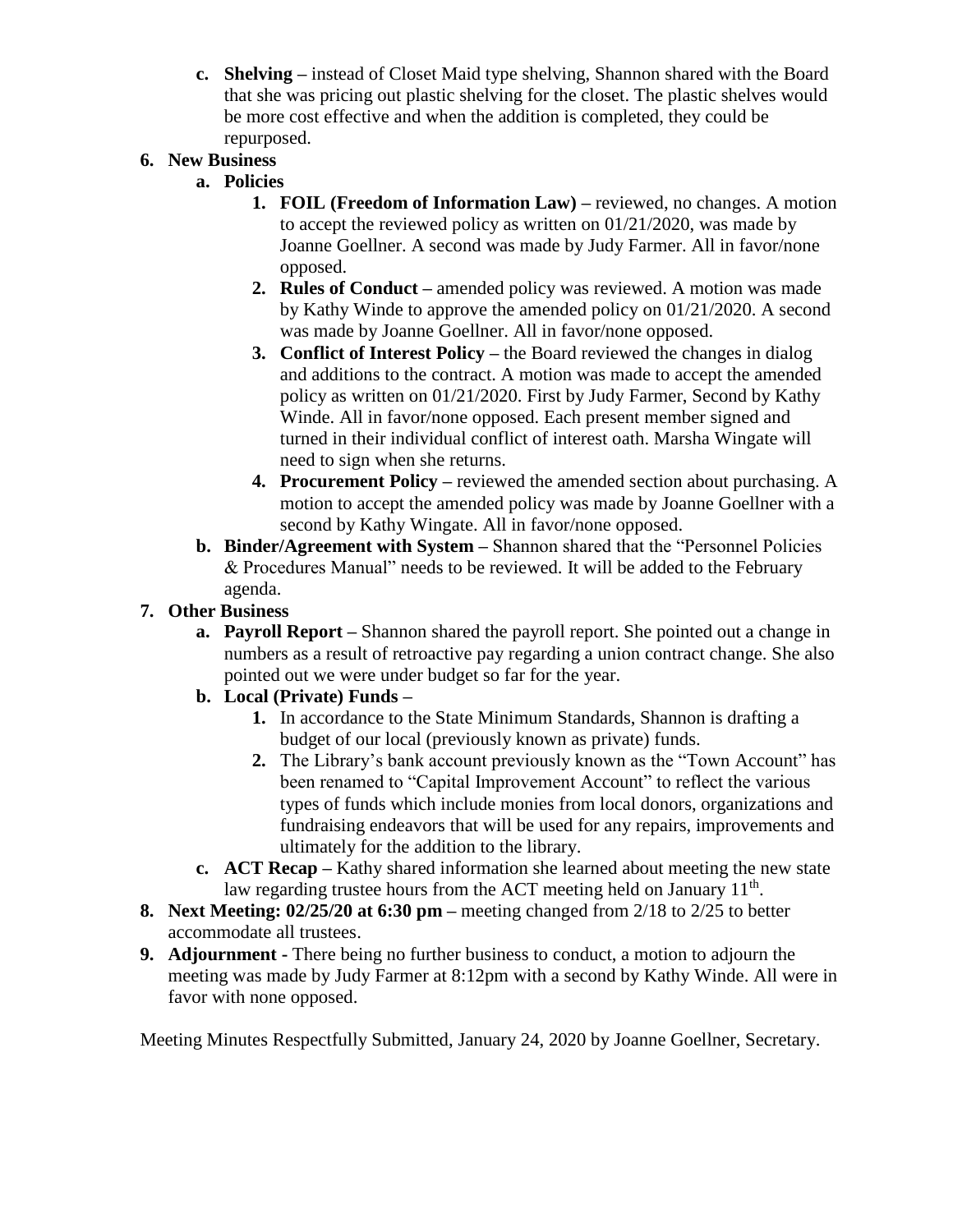c. **Shelving –** instead of Closet Maid type shelving, Shannon shared with the Board that she was pricing out plastic shelving for the closet. The plastic shelves would be more cost effective and when the addition is completed, they could be repurposed.

6. **New Business**
   a. **Policies**
      1. **FOIL (Freedom of Information Law) –** reviewed, no changes. A motion to accept the reviewed policy as written on 01/21/2020, was made by Joanne Goellner. A second was made by Judy Farmer. All in favor/none opposed.
      2. **Rules of Conduct –** amended policy was reviewed. A motion was made by Kathy Winde to approve the amended policy on 01/21/2020. A second was made by Joanne Goellner. All in favor/none opposed.
      3. **Conflict of Interest Policy –** the Board reviewed the changes in dialog and additions to the contract. A motion was made to accept the amended policy as written on 01/21/2020. First by Judy Farmer, Second by Kathy Winde. All in favor/none opposed. Each present member signed and turned in their individual conflict of interest oath. Marsha Wingate will need to sign when she returns.
      4. **Procurement Policy –** reviewed the amended section about purchasing. A motion to accept the amended policy was made by Joanne Goellner with a second by Kathy Wingate. All in favor/none opposed.

   b. **Binder/Agreement with System –** Shannon shared that the "Personnel Policies & Procedures Manual" needs to be reviewed. It will be added to the February agenda.

7. **Other Business**
   a. **Payroll Report –** Shannon shared the payroll report. She pointed out a change in numbers as a result of retroactive pay regarding a union contract change. She also pointed out we were under budget so far for the year.
   b. **Local (Private) Funds –**
      1. In accordance to the State Minimum Standards, Shannon is drafting a budget of our local (previously known as private) funds.
      2. The Library's bank account previously known as the "Town Account" has been renamed to "Capital Improvement Account" to reflect the various types of funds which include monies from local donors, organizations and fundraising endeavors that will be used for any repairs, improvements and ultimately for the addition to the library.
   c. **ACT Recap –** Kathy shared information she learned about meeting the new state law regarding trustee hours from the ACT meeting held on January 11th.

8. **Next Meeting: 02/25/20 at 6:30 pm –** meeting changed from 2/18 to 2/25 to better accommodate all trustees.

9. **Adjournment -** There being no further business to conduct, a motion to adjourn the meeting was made by Judy Farmer at 8:12pm with a second by Kathy Winde. All were in favor with none opposed.

Meeting Minutes Respectfully Submitted, January 24, 2020 by Joanne Goellner, Secretary.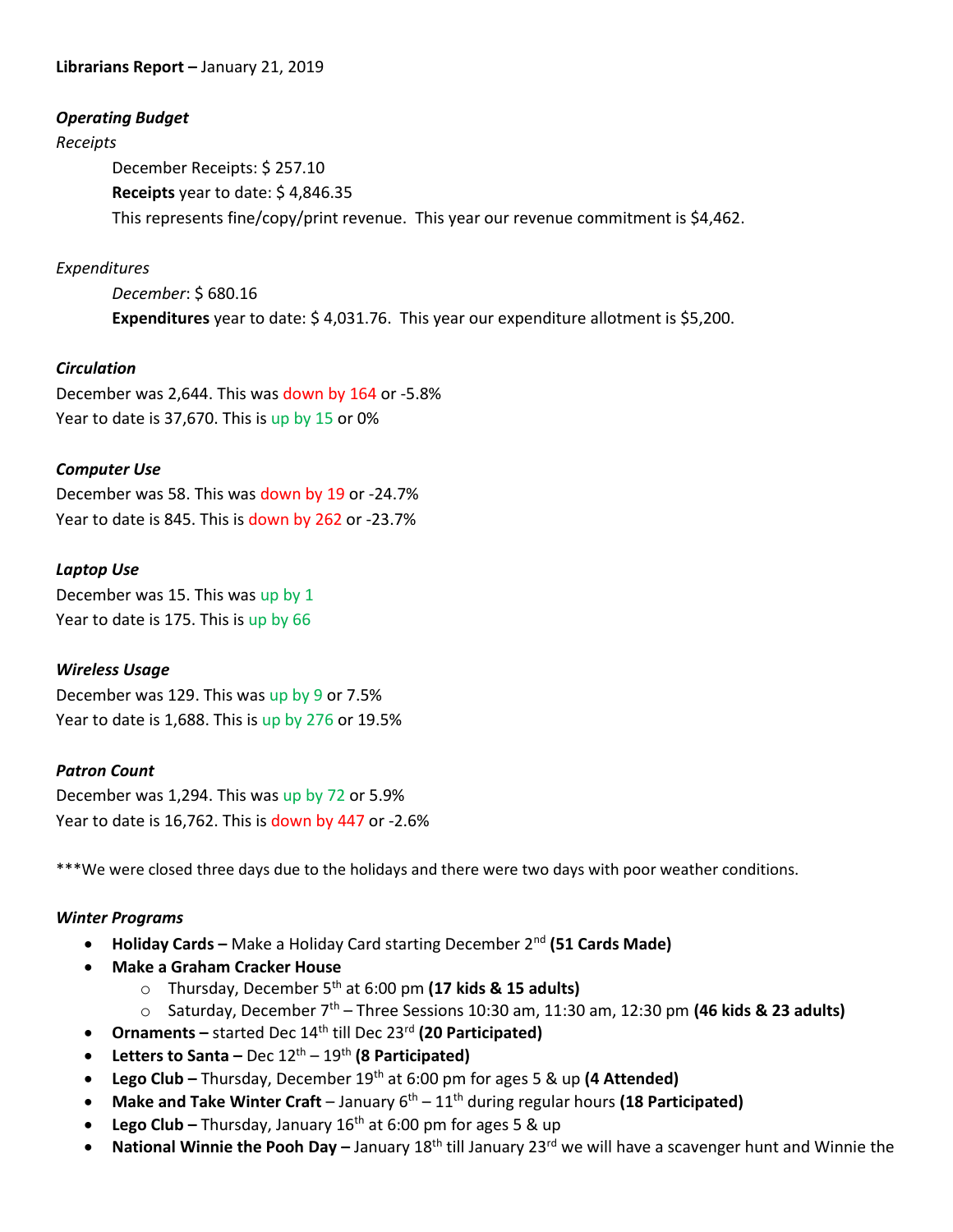**Librarians Report –** January 21, 2019

***Operating Budget***

*Receipts*

December Receipts: $ 257.10

**Receipts** year to date: $ 4,846.35

This represents fine/copy/print revenue. This year our revenue commitment is $4,462.

*Expenditures*

*December*: $ 680.16

**Expenditures** year to date: $ 4,031.76. This year our expenditure allotment is $5,200.

***Circulation***

December was 2,644. This was down by 164 or -5.8%

Year to date is 37,670. This is up by 15 or 0%

***Computer Use***

December was 58. This was down by 19 or -24.7%

Year to date is 845. This is down by 262 or -23.7%

***Laptop Use***

December was 15. This was up by 1

Year to date is 175. This is up by 66

***Wireless Usage***

December was 129. This was up by 9 or 7.5%

Year to date is 1,688. This is up by 276 or 19.5%

***Patron Count***

December was 1,294. This was up by 72 or 5.9%

Year to date is 16,762. This is down by 447 or -2.6%

***We were closed three days due to the holidays and there were two days with poor weather conditions.

***Winter Programs***

- **Holiday Cards –** Make a Holiday Card starting December 2nd **(51 Cards Made)**
- **Make a Graham Cracker House**
  - Thursday, December 5th at 6:00 pm **(17 kids & 15 adults)**
  - Saturday, December 7th – Three Sessions 10:30 am, 11:30 am, 12:30 pm **(46 kids & 23 adults)**
- **Ornaments –** started Dec 14th till Dec 23rd **(20 Participated)**
- **Letters to Santa –** Dec 12th – 19th **(8 Participated)**
- **Lego Club –** Thursday, December 19th at 6:00 pm for ages 5 & up **(4 Attended)**
- **Make and Take Winter Craft** – January 6th – 11th during regular hours **(18 Participated)**
- **Lego Club –** Thursday, January 16th at 6:00 pm for ages 5 & up
- **National Winnie the Pooh Day –** January 18th till January 23rd we will have a scavenger hunt and Winnie the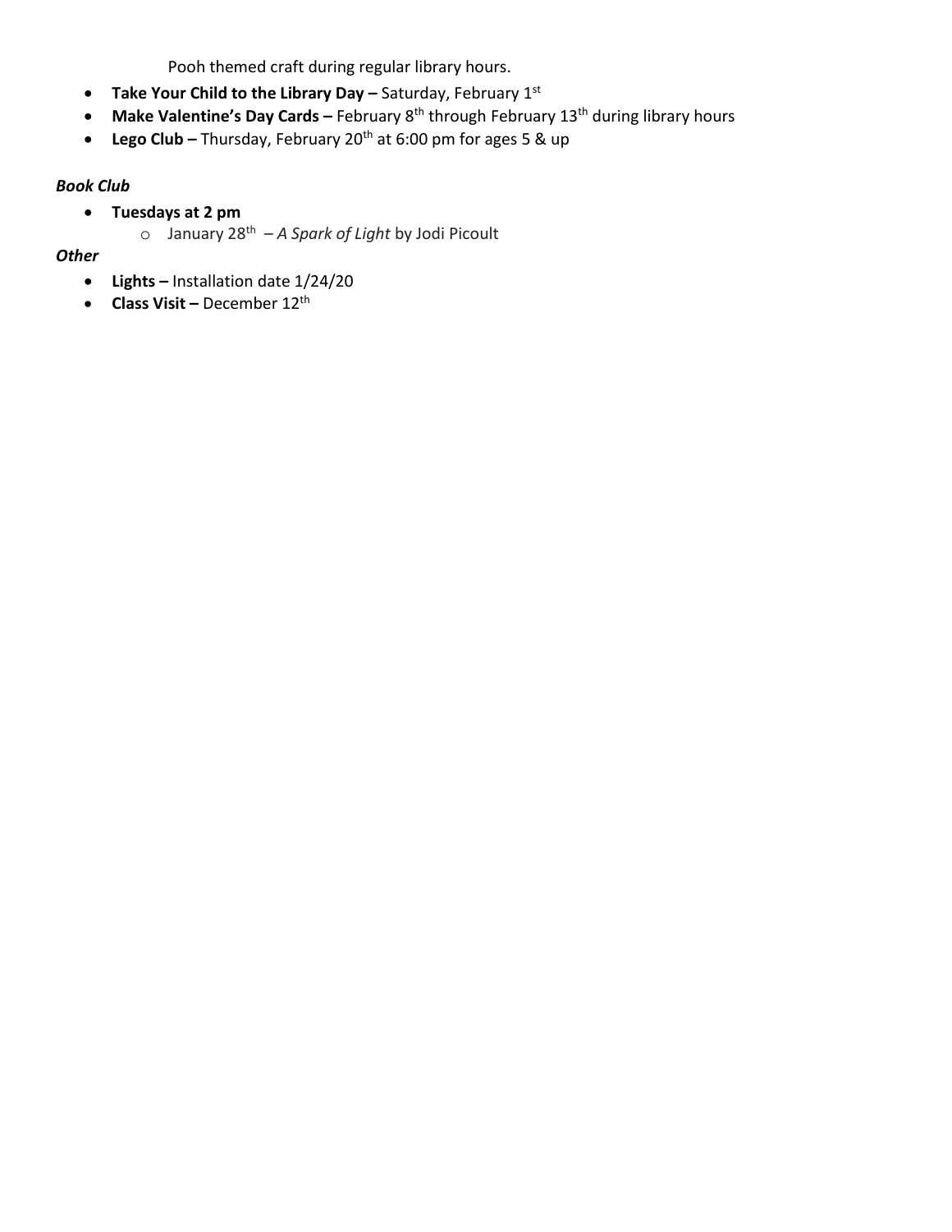Pooh themed craft during regular library hours.

- **Take Your Child to the Library Day –** Saturday, February 1st
- **Make Valentine's Day Cards –** February 8th through February 13th during library hours
- **Lego Club –** Thursday, February 20th at 6:00 pm for ages 5 & up

***Book Club***

- **Tuesdays at 2 pm**
  - January 28th – *A Spark of Light* by Jodi Picoult

***Other***

- **Lights –** Installation date 1/24/20
- **Class Visit –** December 12th